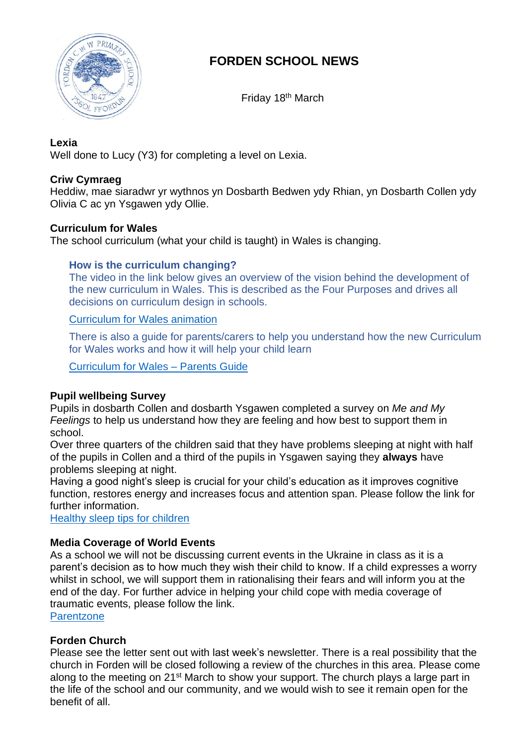# FORDEN SCHOOL NEWS

Friday 18th March

**Lexia**
Well done to Lucy (Y3) for completing a level on Lexia.

**Criw Cymraeg**
Heddiw, mae siaradwr yr wythnos yn Dosbarth Bedwen ydy Rhian, yn Dosbarth Collen ydy Olivia C ac yn Ysgawen ydy Ollie.

**Curriculum for Wales**
The school curriculum (what your child is taught) in Wales is changing.

**How is the curriculum changing?**
The video in the link below gives an overview of the vision behind the development of the new curriculum in Wales. This is described as the Four Purposes and drives all decisions on curriculum design in schools.

Curriculum for Wales animation

There is also a guide for parents/carers to help you understand how the new Curriculum for Wales works and how it will help your child learn

Curriculum for Wales – Parents Guide

**Pupil wellbeing Survey**
Pupils in dosbarth Collen and dosbarth Ysgawen completed a survey on *Me and My Feelings* to help us understand how they are feeling and how best to support them in school.
Over three quarters of the children said that they have problems sleeping at night with half of the pupils in Collen and a third of the pupils in Ysgawen saying they **always** have problems sleeping at night.
Having a good night's sleep is crucial for your child's education as it improves cognitive function, restores energy and increases focus and attention span. Please follow the link for further information.
Healthy sleep tips for children

**Media Coverage of World Events**
As a school we will not be discussing current events in the Ukraine in class as it is a parent's decision as to how much they wish their child to know. If a child expresses a worry whilst in school, we will support them in rationalising their fears and will inform you at the end of the day. For further advice in helping your child cope with media coverage of traumatic events, please follow the link.
Parentzone

**Forden Church**
Please see the letter sent out with last week's newsletter. There is a real possibility that the church in Forden will be closed following a review of the churches in this area. Please come along to the meeting on 21st March to show your support. The church plays a large part in the life of the school and our community, and we would wish to see it remain open for the benefit of all.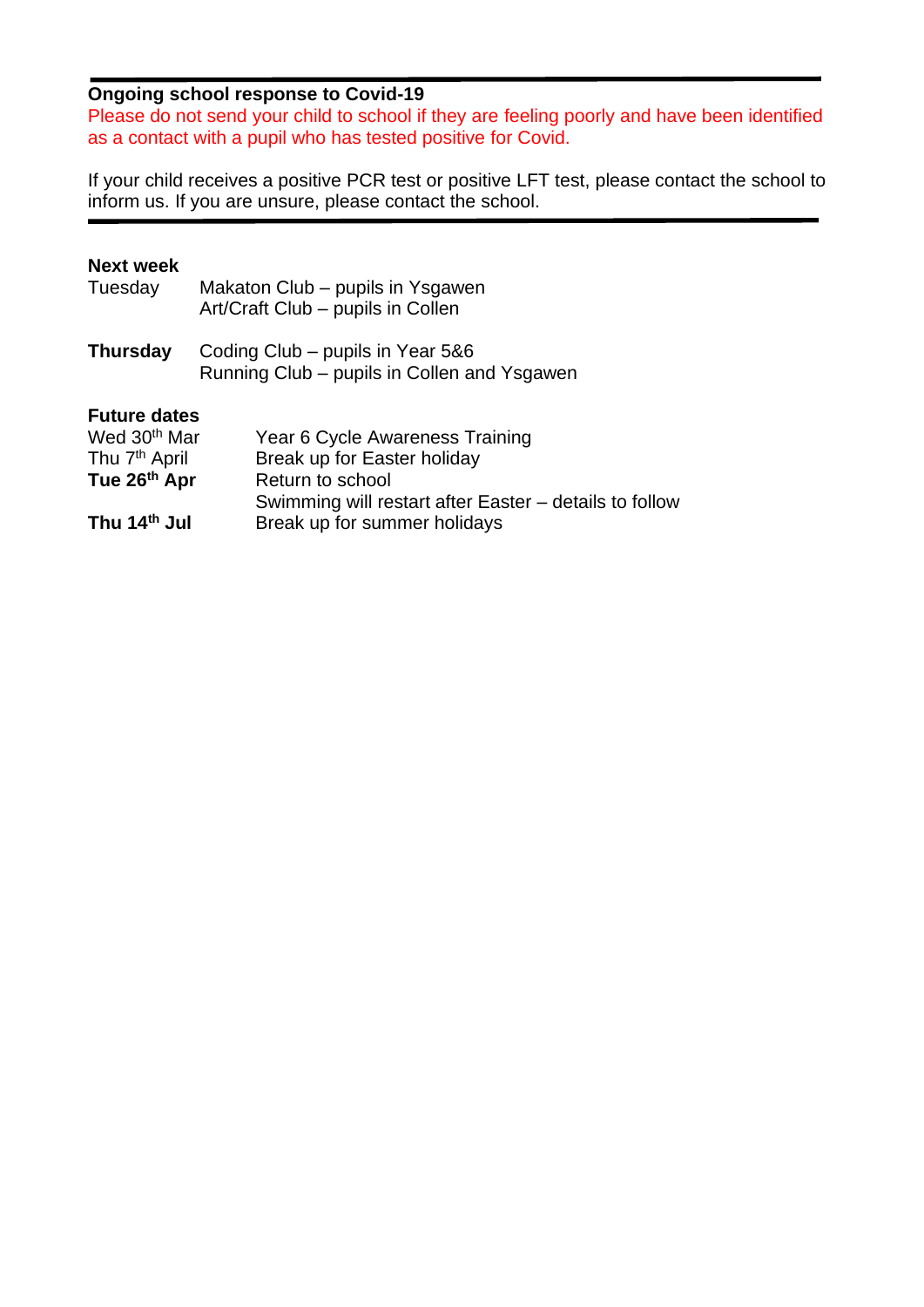**Ongoing school response to Covid-19**

Please do not send your child to school if they are feeling poorly and have been identified as a contact with a pupil who has tested positive for Covid.

If your child receives a positive PCR test or positive LFT test, please contact the school to inform us. If you are unsure, please contact the school.

---

**Next week**

| | |
|---|---|
| Tuesday | Makaton Club – pupils in Ysgawen<br>Art/Craft Club – pupils in Collen |
| **Thursday** | Coding Club – pupils in Year 5&6<br>Running Club – pupils in Collen and Ysgawen |

**Future dates**

| | |
|---|---|
| Wed 30th Mar | Year 6 Cycle Awareness Training |
| Thu 7th April | Break up for Easter holiday |
| **Tue 26th Apr** | Return to school<br>Swimming will restart after Easter – details to follow |
| **Thu 14th Jul** | Break up for summer holidays |